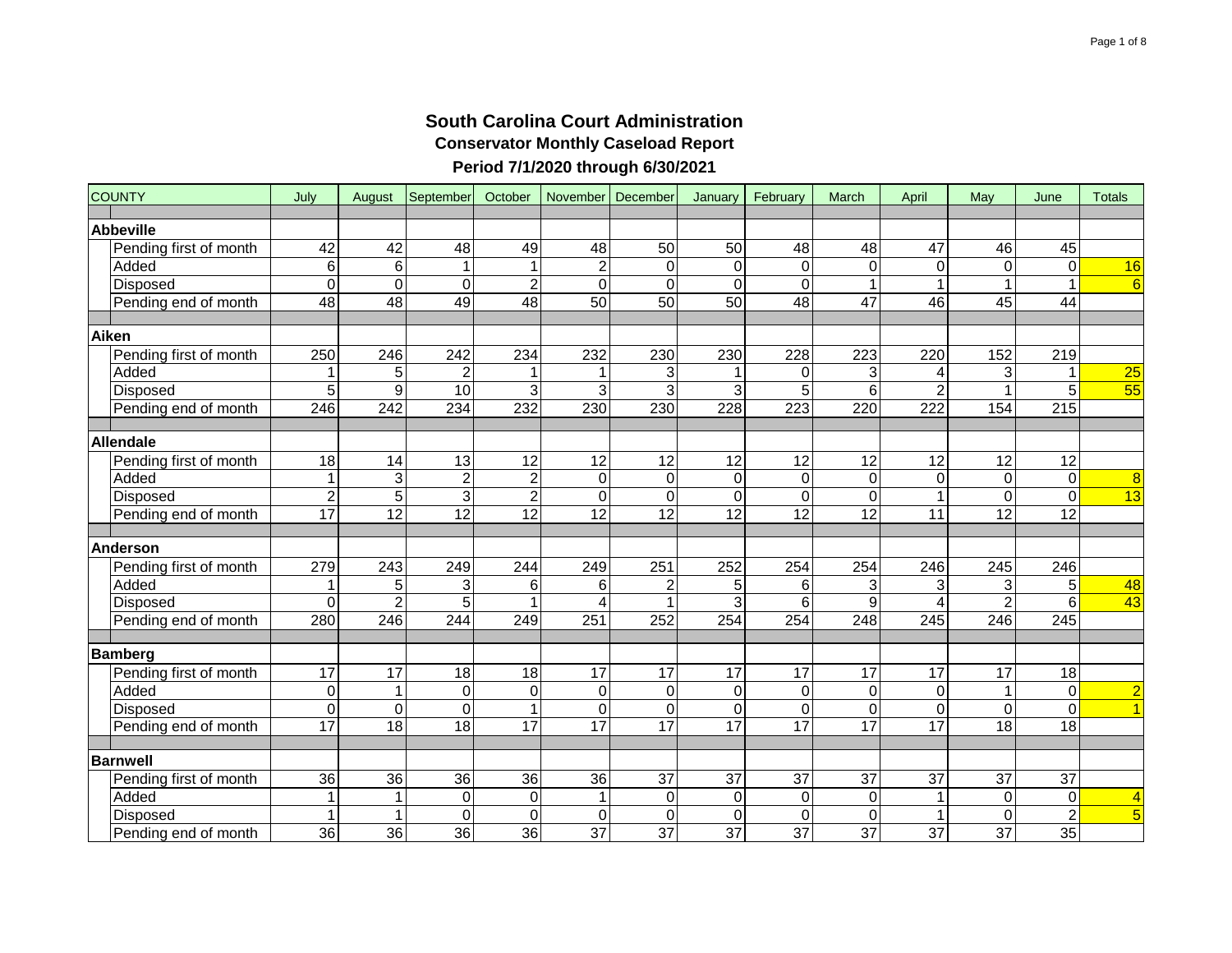# South Carolina Court Administration

## Conservator Monthly Caseload Report

### Period 7/1/2020 through 6/30/2021

| COUNTY | July | August | September | October | November | December | January | February | March | April | May | June | Totals |
|---|---|---|---|---|---|---|---|---|---|---|---|---|---|
| **Abbeville** | | | | | | | | | | | | | |
| Pending first of month | 42 | 42 | 48 | 49 | 48 | 50 | 50 | 48 | 48 | 47 | 46 | 45 | |
| Added | 6 | 6 | 1 | 1 | 2 | 0 | 0 | 0 | 0 | 0 | 0 | 0 | 16 |
| Disposed | 0 | 0 | 0 | 2 | 0 | 0 | 0 | 0 | 1 | 1 | 1 | 1 | 6 |
| Pending end of month | 48 | 48 | 49 | 48 | 50 | 50 | 50 | 48 | 47 | 46 | 45 | 44 | |
| **Aiken** | | | | | | | | | | | | | |
| Pending first of month | 250 | 246 | 242 | 234 | 232 | 230 | 230 | 228 | 223 | 220 | 152 | 219 | |
| Added | 1 | 5 | 2 | 1 | 1 | 3 | 1 | 0 | 3 | 4 | 3 | 1 | 25 |
| Disposed | 5 | 9 | 10 | 3 | 3 | 3 | 3 | 5 | 6 | 2 | 1 | 5 | 55 |
| Pending end of month | 246 | 242 | 234 | 232 | 230 | 230 | 228 | 223 | 220 | 222 | 154 | 215 | |
| **Allendale** | | | | | | | | | | | | | |
| Pending first of month | 18 | 14 | 13 | 12 | 12 | 12 | 12 | 12 | 12 | 12 | 12 | 12 | |
| Added | 1 | 3 | 2 | 2 | 0 | 0 | 0 | 0 | 0 | 0 | 0 | 0 | 8 |
| Disposed | 2 | 5 | 3 | 2 | 0 | 0 | 0 | 0 | 0 | 1 | 0 | 0 | 13 |
| Pending end of month | 17 | 12 | 12 | 12 | 12 | 12 | 12 | 12 | 12 | 11 | 12 | 12 | |
| **Anderson** | | | | | | | | | | | | | |
| Pending first of month | 279 | 243 | 249 | 244 | 249 | 251 | 252 | 254 | 254 | 246 | 245 | 246 | |
| Added | 1 | 5 | 3 | 6 | 6 | 2 | 5 | 6 | 3 | 3 | 3 | 5 | 48 |
| Disposed | 0 | 2 | 5 | 1 | 4 | 1 | 3 | 6 | 9 | 4 | 2 | 6 | 43 |
| Pending end of month | 280 | 246 | 244 | 249 | 251 | 252 | 254 | 254 | 248 | 245 | 246 | 245 | |
| **Bamberg** | | | | | | | | | | | | | |
| Pending first of month | 17 | 17 | 18 | 18 | 17 | 17 | 17 | 17 | 17 | 17 | 17 | 18 | |
| Added | 0 | 1 | 0 | 0 | 0 | 0 | 0 | 0 | 0 | 0 | 1 | 0 | 2 |
| Disposed | 0 | 0 | 0 | 1 | 0 | 0 | 0 | 0 | 0 | 0 | 0 | 0 | 1 |
| Pending end of month | 17 | 18 | 18 | 17 | 17 | 17 | 17 | 17 | 17 | 17 | 18 | 18 | |
| **Barnwell** | | | | | | | | | | | | | |
| Pending first of month | 36 | 36 | 36 | 36 | 36 | 37 | 37 | 37 | 37 | 37 | 37 | 37 | |
| Added | 1 | 1 | 0 | 0 | 1 | 0 | 0 | 0 | 0 | 1 | 0 | 0 | 4 |
| Disposed | 1 | 1 | 0 | 0 | 0 | 0 | 0 | 0 | 0 | 1 | 0 | 2 | 5 |
| Pending end of month | 36 | 36 | 36 | 36 | 37 | 37 | 37 | 37 | 37 | 37 | 37 | 35 | |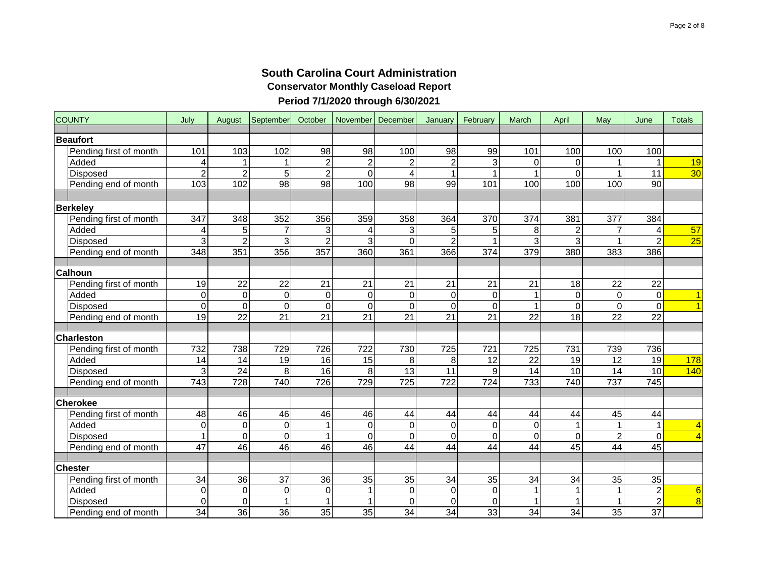# South Carolina Court Administration

## Conservator Monthly Caseload Report

### Period 7/1/2020 through 6/30/2021

| COUNTY | July | August | September | October | November | December | January | February | March | April | May | June | Totals |
|---|---|---|---|---|---|---|---|---|---|---|---|---|---|
| **Beaufort** | | | | | | | | | | | | | |
| Pending first of month | 101 | 103 | 102 | 98 | 98 | 100 | 98 | 99 | 101 | 100 | 100 | 100 | |
| Added | 4 | 1 | 1 | 2 | 2 | 2 | 2 | 3 | 0 | 0 | 1 | 1 | 19 |
| Disposed | 2 | 2 | 5 | 2 | 0 | 4 | 1 | 1 | 1 | 0 | 1 | 11 | 30 |
| Pending end of month | 103 | 102 | 98 | 98 | 100 | 98 | 99 | 101 | 100 | 100 | 100 | 90 | |
| **Berkeley** | | | | | | | | | | | | | |
| Pending first of month | 347 | 348 | 352 | 356 | 359 | 358 | 364 | 370 | 374 | 381 | 377 | 384 | |
| Added | 4 | 5 | 7 | 3 | 4 | 3 | 5 | 5 | 8 | 2 | 7 | 4 | 57 |
| Disposed | 3 | 2 | 3 | 2 | 3 | 0 | 2 | 1 | 3 | 3 | 1 | 2 | 25 |
| Pending end of month | 348 | 351 | 356 | 357 | 360 | 361 | 366 | 374 | 379 | 380 | 383 | 386 | |
| **Calhoun** | | | | | | | | | | | | | |
| Pending first of month | 19 | 22 | 22 | 21 | 21 | 21 | 21 | 21 | 21 | 18 | 22 | 22 | |
| Added | 0 | 0 | 0 | 0 | 0 | 0 | 0 | 0 | 1 | 0 | 0 | 0 | 1 |
| Disposed | 0 | 0 | 0 | 0 | 0 | 0 | 0 | 0 | 1 | 0 | 0 | 0 | 1 |
| Pending end of month | 19 | 22 | 21 | 21 | 21 | 21 | 21 | 21 | 22 | 18 | 22 | 22 | |
| **Charleston** | | | | | | | | | | | | | |
| Pending first of month | 732 | 738 | 729 | 726 | 722 | 730 | 725 | 721 | 725 | 731 | 739 | 736 | |
| Added | 14 | 14 | 19 | 16 | 15 | 8 | 8 | 12 | 22 | 19 | 12 | 19 | 178 |
| Disposed | 3 | 24 | 8 | 16 | 8 | 13 | 11 | 9 | 14 | 10 | 14 | 10 | 140 |
| Pending end of month | 743 | 728 | 740 | 726 | 729 | 725 | 722 | 724 | 733 | 740 | 737 | 745 | |
| **Cherokee** | | | | | | | | | | | | | |
| Pending first of month | 48 | 46 | 46 | 46 | 46 | 44 | 44 | 44 | 44 | 44 | 45 | 44 | |
| Added | 0 | 0 | 0 | 1 | 0 | 0 | 0 | 0 | 0 | 1 | 1 | 1 | 4 |
| Disposed | 1 | 0 | 0 | 1 | 0 | 0 | 0 | 0 | 0 | 0 | 2 | 0 | 4 |
| Pending end of month | 47 | 46 | 46 | 46 | 46 | 44 | 44 | 44 | 44 | 45 | 44 | 45 | |
| **Chester** | | | | | | | | | | | | | |
| Pending first of month | 34 | 36 | 37 | 36 | 35 | 35 | 34 | 35 | 34 | 34 | 35 | 35 | |
| Added | 0 | 0 | 0 | 0 | 1 | 0 | 0 | 0 | 1 | 1 | 1 | 2 | 6 |
| Disposed | 0 | 0 | 1 | 1 | 1 | 0 | 0 | 0 | 1 | 1 | 1 | 2 | 8 |
| Pending end of month | 34 | 36 | 36 | 35 | 35 | 34 | 34 | 33 | 34 | 34 | 35 | 37 | |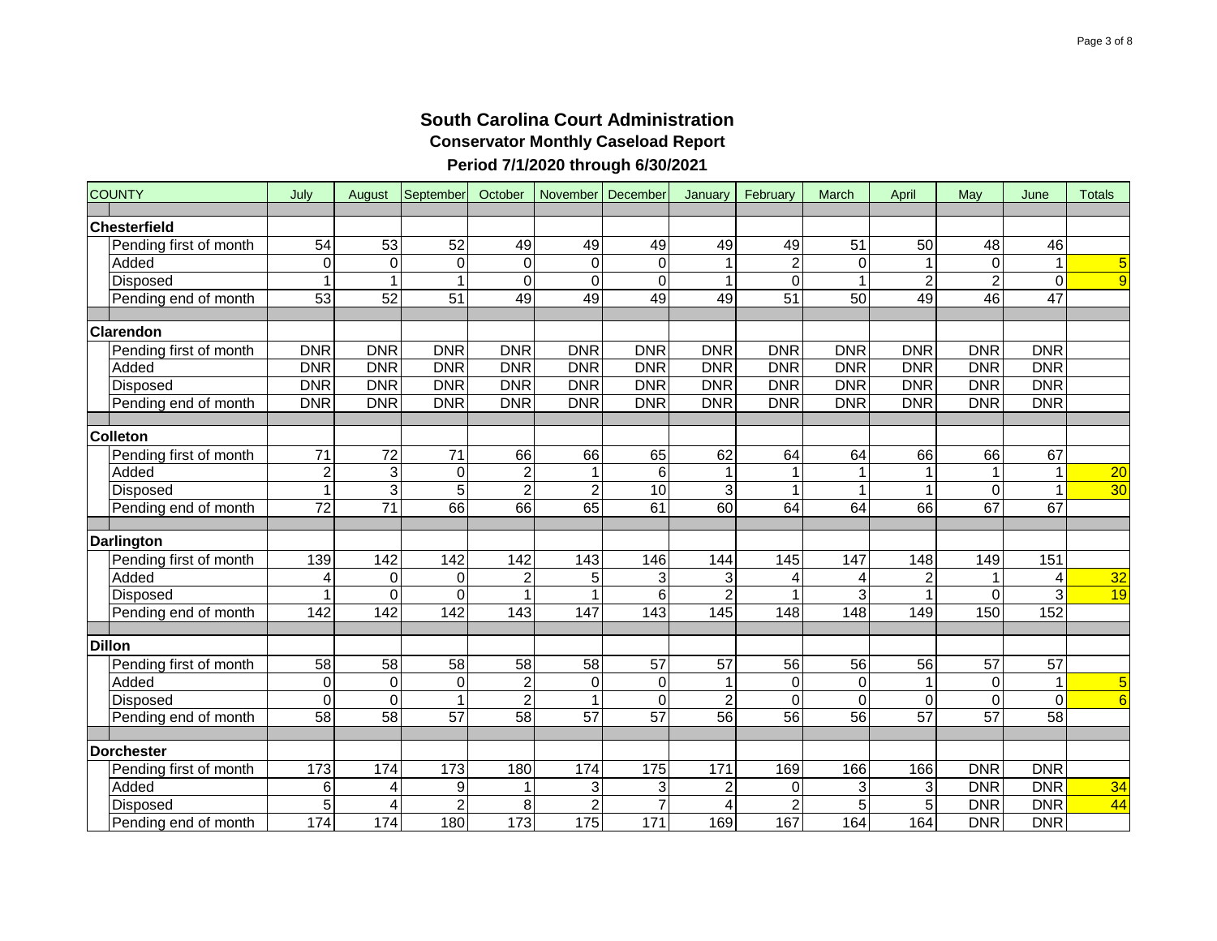# South Carolina Court Administration

## Conservator Monthly Caseload Report

### Period 7/1/2020 through 6/30/2021

| COUNTY | July | August | September | October | November | December | January | February | March | April | May | June | Totals |
|---|---|---|---|---|---|---|---|---|---|---|---|---|---|
| **Chesterfield** | | | | | | | | | | | | | |
| Pending first of month | 54 | 53 | 52 | 49 | 49 | 49 | 49 | 49 | 51 | 50 | 48 | 46 | |
| Added | 0 | 0 | 0 | 0 | 0 | 0 | 1 | 2 | 0 | 1 | 0 | 1 | 5 |
| Disposed | 1 | 1 | 1 | 0 | 0 | 0 | 1 | 0 | 1 | 2 | 2 | 0 | 9 |
| Pending end of month | 53 | 52 | 51 | 49 | 49 | 49 | 49 | 51 | 50 | 49 | 46 | 47 | |
| **Clarendon** | | | | | | | | | | | | | |
| Pending first of month | DNR | DNR | DNR | DNR | DNR | DNR | DNR | DNR | DNR | DNR | DNR | DNR | |
| Added | DNR | DNR | DNR | DNR | DNR | DNR | DNR | DNR | DNR | DNR | DNR | DNR | |
| Disposed | DNR | DNR | DNR | DNR | DNR | DNR | DNR | DNR | DNR | DNR | DNR | DNR | |
| Pending end of month | DNR | DNR | DNR | DNR | DNR | DNR | DNR | DNR | DNR | DNR | DNR | DNR | |
| **Colleton** | | | | | | | | | | | | | |
| Pending first of month | 71 | 72 | 71 | 66 | 66 | 65 | 62 | 64 | 64 | 66 | 66 | 67 | |
| Added | 2 | 3 | 0 | 2 | 1 | 6 | 1 | 1 | 1 | 1 | 1 | 1 | 20 |
| Disposed | 1 | 3 | 5 | 2 | 2 | 10 | 3 | 1 | 1 | 1 | 0 | 1 | 30 |
| Pending end of month | 72 | 71 | 66 | 66 | 65 | 61 | 60 | 64 | 64 | 66 | 67 | 67 | |
| **Darlington** | | | | | | | | | | | | | |
| Pending first of month | 139 | 142 | 142 | 142 | 143 | 146 | 144 | 145 | 147 | 148 | 149 | 151 | |
| Added | 4 | 0 | 0 | 2 | 5 | 3 | 3 | 4 | 4 | 2 | 1 | 4 | 32 |
| Disposed | 1 | 0 | 0 | 1 | 1 | 6 | 2 | 1 | 3 | 1 | 0 | 3 | 19 |
| Pending end of month | 142 | 142 | 142 | 143 | 147 | 143 | 145 | 148 | 148 | 149 | 150 | 152 | |
| **Dillon** | | | | | | | | | | | | | |
| Pending first of month | 58 | 58 | 58 | 58 | 58 | 57 | 57 | 56 | 56 | 56 | 57 | 57 | |
| Added | 0 | 0 | 0 | 2 | 0 | 0 | 1 | 0 | 0 | 1 | 0 | 1 | 5 |
| Disposed | 0 | 0 | 1 | 2 | 1 | 0 | 2 | 0 | 0 | 0 | 0 | 0 | 6 |
| Pending end of month | 58 | 58 | 57 | 58 | 57 | 57 | 56 | 56 | 56 | 57 | 57 | 58 | |
| **Dorchester** | | | | | | | | | | | | | |
| Pending first of month | 173 | 174 | 173 | 180 | 174 | 175 | 171 | 169 | 166 | 166 | DNR | DNR | |
| Added | 6 | 4 | 9 | 1 | 3 | 3 | 2 | 0 | 3 | 3 | DNR | DNR | 34 |
| Disposed | 5 | 4 | 2 | 8 | 2 | 7 | 4 | 2 | 5 | 5 | DNR | DNR | 44 |
| Pending end of month | 174 | 174 | 180 | 173 | 175 | 171 | 169 | 167 | 164 | 164 | DNR | DNR | |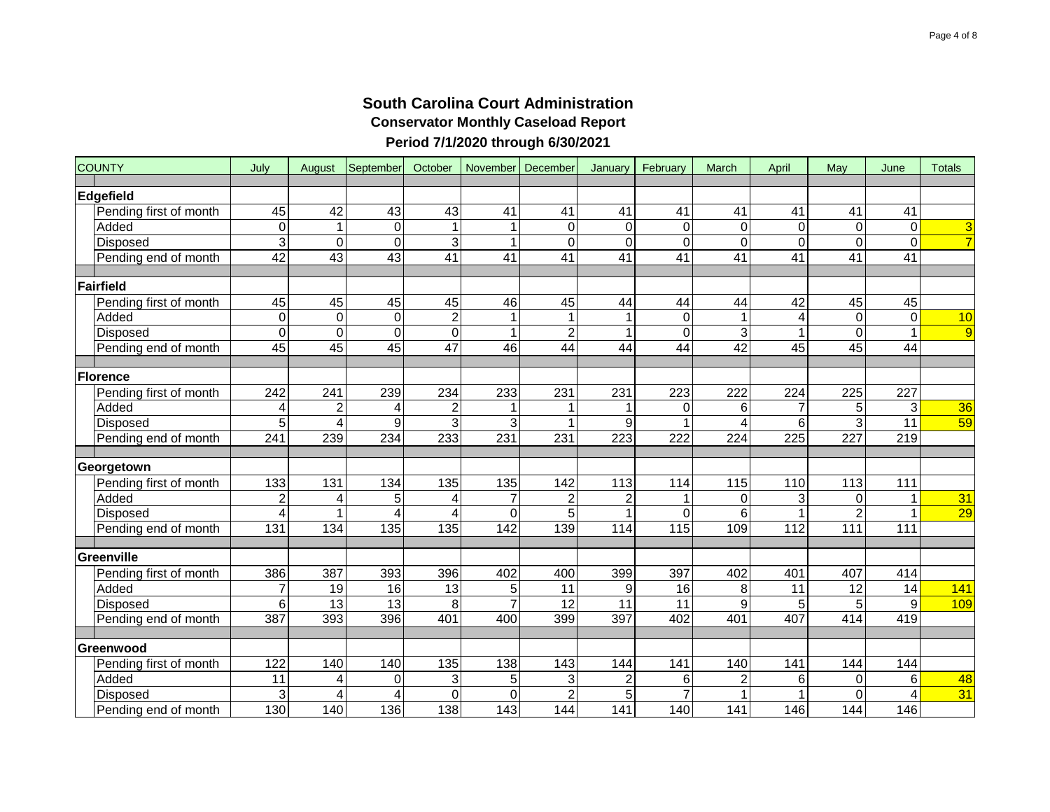# South Carolina Court Administration

## Conservator Monthly Caseload Report

### Period 7/1/2020 through 6/30/2021

| COUNTY | July | August | September | October | November | December | January | February | March | April | May | June | Totals |
|---|---|---|---|---|---|---|---|---|---|---|---|---|---|
| **Edgefield** | | | | | | | | | | | | | |
| Pending first of month | 45 | 42 | 43 | 43 | 41 | 41 | 41 | 41 | 41 | 41 | 41 | 41 | |
| Added | 0 | 1 | 0 | 1 | 1 | 0 | 0 | 0 | 0 | 0 | 0 | 0 | 3 |
| Disposed | 3 | 0 | 0 | 3 | 1 | 0 | 0 | 0 | 0 | 0 | 0 | 0 | 7 |
| Pending end of month | 42 | 43 | 43 | 41 | 41 | 41 | 41 | 41 | 41 | 41 | 41 | 41 | |
| **Fairfield** | | | | | | | | | | | | | |
| Pending first of month | 45 | 45 | 45 | 45 | 46 | 45 | 44 | 44 | 44 | 42 | 45 | 45 | |
| Added | 0 | 0 | 0 | 2 | 1 | 1 | 1 | 0 | 1 | 4 | 0 | 0 | 10 |
| Disposed | 0 | 0 | 0 | 0 | 1 | 2 | 1 | 0 | 3 | 1 | 0 | 1 | 9 |
| Pending end of month | 45 | 45 | 45 | 47 | 46 | 44 | 44 | 44 | 42 | 45 | 45 | 44 | |
| **Florence** | | | | | | | | | | | | | |
| Pending first of month | 242 | 241 | 239 | 234 | 233 | 231 | 231 | 223 | 222 | 224 | 225 | 227 | |
| Added | 4 | 2 | 4 | 2 | 1 | 1 | 1 | 0 | 6 | 7 | 5 | 3 | 36 |
| Disposed | 5 | 4 | 9 | 3 | 3 | 1 | 9 | 1 | 4 | 6 | 3 | 11 | 59 |
| Pending end of month | 241 | 239 | 234 | 233 | 231 | 231 | 223 | 222 | 224 | 225 | 227 | 219 | |
| **Georgetown** | | | | | | | | | | | | | |
| Pending first of month | 133 | 131 | 134 | 135 | 135 | 142 | 113 | 114 | 115 | 110 | 113 | 111 | |
| Added | 2 | 4 | 5 | 4 | 7 | 2 | 2 | 1 | 0 | 3 | 0 | 1 | 31 |
| Disposed | 4 | 1 | 4 | 4 | 0 | 5 | 1 | 0 | 6 | 1 | 2 | 1 | 29 |
| Pending end of month | 131 | 134 | 135 | 135 | 142 | 139 | 114 | 115 | 109 | 112 | 111 | 111 | |
| **Greenville** | | | | | | | | | | | | | |
| Pending first of month | 386 | 387 | 393 | 396 | 402 | 400 | 399 | 397 | 402 | 401 | 407 | 414 | |
| Added | 7 | 19 | 16 | 13 | 5 | 11 | 9 | 16 | 8 | 11 | 12 | 14 | 141 |
| Disposed | 6 | 13 | 13 | 8 | 7 | 12 | 11 | 11 | 9 | 5 | 5 | 9 | 109 |
| Pending end of month | 387 | 393 | 396 | 401 | 400 | 399 | 397 | 402 | 401 | 407 | 414 | 419 | |
| **Greenwood** | | | | | | | | | | | | | |
| Pending first of month | 122 | 140 | 140 | 135 | 138 | 143 | 144 | 141 | 140 | 141 | 144 | 144 | |
| Added | 11 | 4 | 0 | 3 | 5 | 3 | 2 | 6 | 2 | 6 | 0 | 6 | 48 |
| Disposed | 3 | 4 | 4 | 0 | 0 | 2 | 5 | 7 | 1 | 1 | 0 | 4 | 31 |
| Pending end of month | 130 | 140 | 136 | 138 | 143 | 144 | 141 | 140 | 141 | 146 | 144 | 146 | |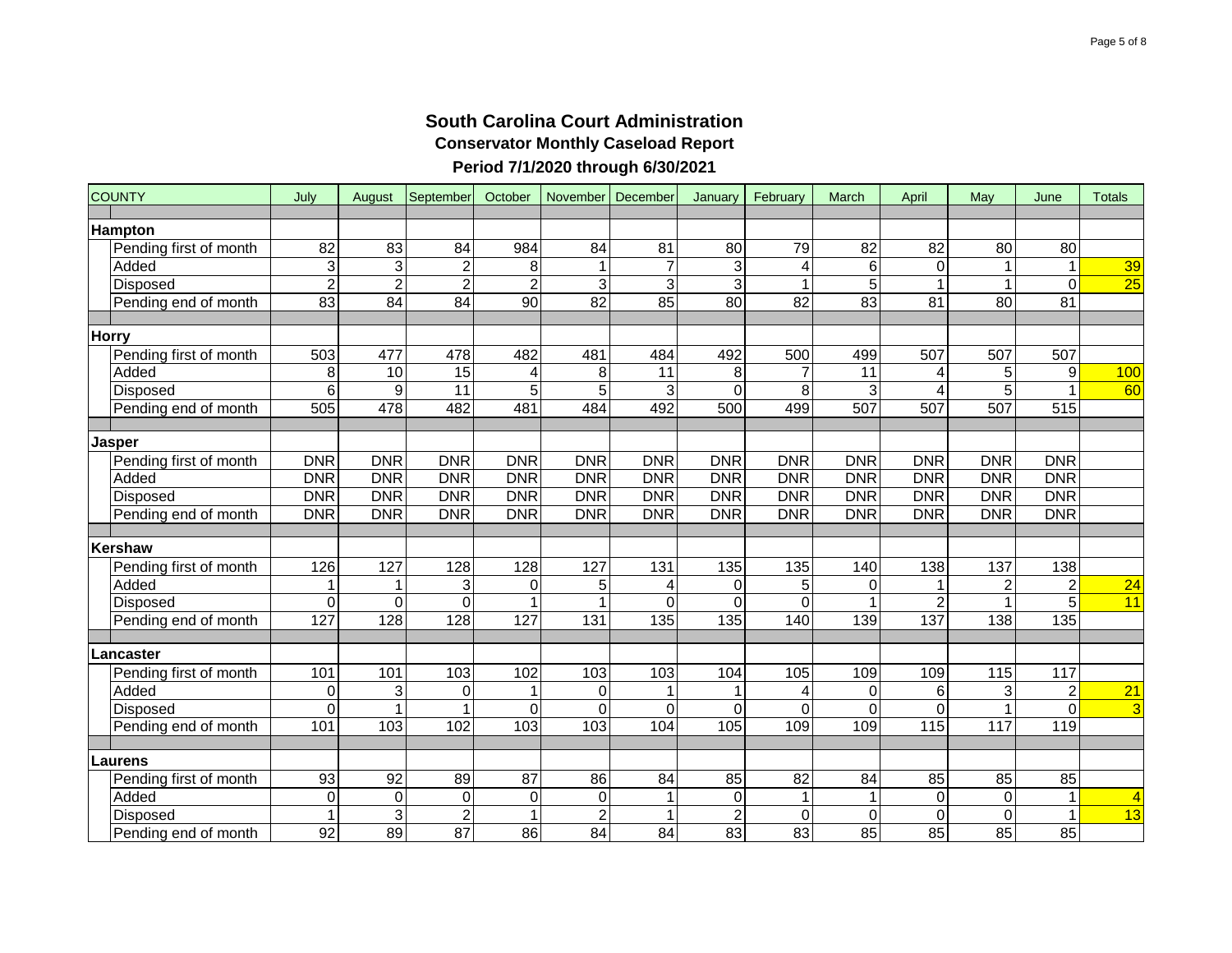# South Carolina Court Administration

## Conservator Monthly Caseload Report

### Period 7/1/2020 through 6/30/2021

| COUNTY | July | August | September | October | November | December | January | February | March | April | May | June | Totals |
|---|---|---|---|---|---|---|---|---|---|---|---|---|---|
| **Hampton** | | | | | | | | | | | | | |
| Pending first of month | 82 | 83 | 84 | 984 | 84 | 81 | 80 | 79 | 82 | 82 | 80 | 80 | |
| Added | 3 | 3 | 2 | 8 | 1 | 7 | 3 | 4 | 6 | 0 | 1 | 1 | 39 |
| Disposed | 2 | 2 | 2 | 2 | 3 | 3 | 3 | 1 | 5 | 1 | 1 | 0 | 25 |
| Pending end of month | 83 | 84 | 84 | 90 | 82 | 85 | 80 | 82 | 83 | 81 | 80 | 81 | |
| **Horry** | | | | | | | | | | | | | |
| Pending first of month | 503 | 477 | 478 | 482 | 481 | 484 | 492 | 500 | 499 | 507 | 507 | 507 | |
| Added | 8 | 10 | 15 | 4 | 8 | 11 | 8 | 7 | 11 | 4 | 5 | 9 | 100 |
| Disposed | 6 | 9 | 11 | 5 | 5 | 3 | 0 | 8 | 3 | 4 | 5 | 1 | 60 |
| Pending end of month | 505 | 478 | 482 | 481 | 484 | 492 | 500 | 499 | 507 | 507 | 507 | 515 | |
| **Jasper** | | | | | | | | | | | | | |
| Pending first of month | DNR | DNR | DNR | DNR | DNR | DNR | DNR | DNR | DNR | DNR | DNR | DNR | |
| Added | DNR | DNR | DNR | DNR | DNR | DNR | DNR | DNR | DNR | DNR | DNR | DNR | |
| Disposed | DNR | DNR | DNR | DNR | DNR | DNR | DNR | DNR | DNR | DNR | DNR | DNR | |
| Pending end of month | DNR | DNR | DNR | DNR | DNR | DNR | DNR | DNR | DNR | DNR | DNR | DNR | |
| **Kershaw** | | | | | | | | | | | | | |
| Pending first of month | 126 | 127 | 128 | 128 | 127 | 131 | 135 | 135 | 140 | 138 | 137 | 138 | |
| Added | 1 | 1 | 3 | 0 | 5 | 4 | 0 | 5 | 0 | 1 | 2 | 2 | 24 |
| Disposed | 0 | 0 | 0 | 1 | 1 | 0 | 0 | 0 | 1 | 2 | 1 | 5 | 11 |
| Pending end of month | 127 | 128 | 128 | 127 | 131 | 135 | 135 | 140 | 139 | 137 | 138 | 135 | |
| **Lancaster** | | | | | | | | | | | | | |
| Pending first of month | 101 | 101 | 103 | 102 | 103 | 103 | 104 | 105 | 109 | 109 | 115 | 117 | |
| Added | 0 | 3 | 0 | 1 | 0 | 1 | 1 | 4 | 0 | 6 | 3 | 2 | 21 |
| Disposed | 0 | 1 | 1 | 0 | 0 | 0 | 0 | 0 | 0 | 0 | 1 | 0 | 3 |
| Pending end of month | 101 | 103 | 102 | 103 | 103 | 104 | 105 | 109 | 109 | 115 | 117 | 119 | |
| **Laurens** | | | | | | | | | | | | | |
| Pending first of month | 93 | 92 | 89 | 87 | 86 | 84 | 85 | 82 | 84 | 85 | 85 | 85 | |
| Added | 0 | 0 | 0 | 0 | 0 | 1 | 0 | 1 | 1 | 0 | 0 | 1 | 4 |
| Disposed | 1 | 3 | 2 | 1 | 2 | 1 | 2 | 0 | 0 | 0 | 0 | 1 | 13 |
| Pending end of month | 92 | 89 | 87 | 86 | 84 | 84 | 83 | 83 | 85 | 85 | 85 | 85 | |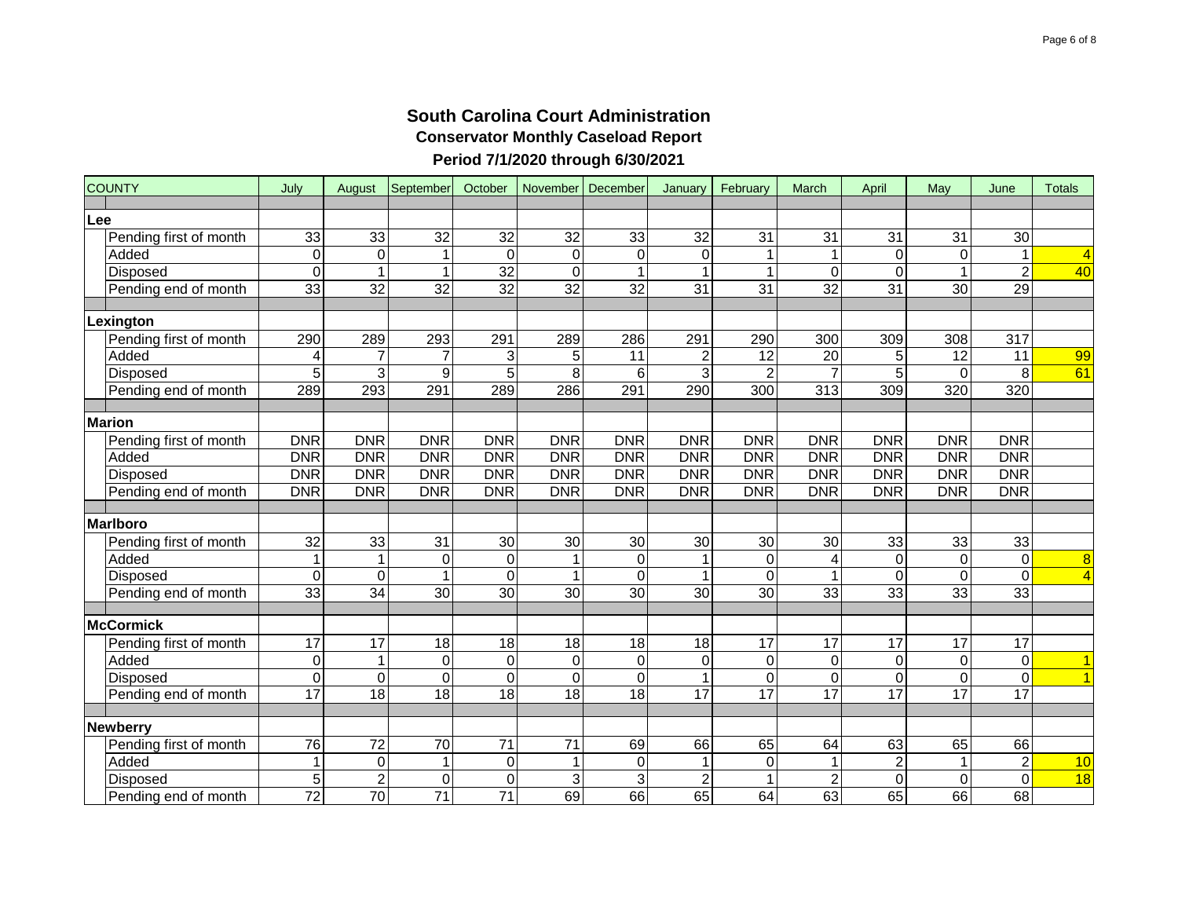# South Carolina Court Administration

## Conservator Monthly Caseload Report

### Period 7/1/2020 through 6/30/2021

| COUNTY | July | August | September | October | November | December | January | February | March | April | May | June | Totals |
|---|---|---|---|---|---|---|---|---|---|---|---|---|---|
| **Lee** | | | | | | | | | | | | | |
| Pending first of month | 33 | 33 | 32 | 32 | 32 | 33 | 32 | 31 | 31 | 31 | 31 | 30 | |
| Added | 0 | 0 | 1 | 0 | 0 | 0 | 0 | 1 | 1 | 0 | 0 | 1 | 4 |
| Disposed | 0 | 1 | 1 | 32 | 0 | 1 | 1 | 1 | 0 | 0 | 1 | 2 | 40 |
| Pending end of month | 33 | 32 | 32 | 32 | 32 | 32 | 31 | 31 | 32 | 31 | 30 | 29 | |
| **Lexington** | | | | | | | | | | | | | |
| Pending first of month | 290 | 289 | 293 | 291 | 289 | 286 | 291 | 290 | 300 | 309 | 308 | 317 | |
| Added | 4 | 7 | 7 | 3 | 5 | 11 | 2 | 12 | 20 | 5 | 12 | 11 | 99 |
| Disposed | 5 | 3 | 9 | 5 | 8 | 6 | 3 | 2 | 7 | 5 | 0 | 8 | 61 |
| Pending end of month | 289 | 293 | 291 | 289 | 286 | 291 | 290 | 300 | 313 | 309 | 320 | 320 | |
| **Marion** | | | | | | | | | | | | | |
| Pending first of month | DNR | DNR | DNR | DNR | DNR | DNR | DNR | DNR | DNR | DNR | DNR | DNR | |
| Added | DNR | DNR | DNR | DNR | DNR | DNR | DNR | DNR | DNR | DNR | DNR | DNR | |
| Disposed | DNR | DNR | DNR | DNR | DNR | DNR | DNR | DNR | DNR | DNR | DNR | DNR | |
| Pending end of month | DNR | DNR | DNR | DNR | DNR | DNR | DNR | DNR | DNR | DNR | DNR | DNR | |
| **Marlboro** | | | | | | | | | | | | | |
| Pending first of month | 32 | 33 | 31 | 30 | 30 | 30 | 30 | 30 | 30 | 33 | 33 | 33 | |
| Added | 1 | 1 | 0 | 0 | 1 | 0 | 1 | 0 | 4 | 0 | 0 | 0 | 8 |
| Disposed | 0 | 0 | 1 | 0 | 1 | 0 | 1 | 0 | 1 | 0 | 0 | 0 | 4 |
| Pending end of month | 33 | 34 | 30 | 30 | 30 | 30 | 30 | 30 | 33 | 33 | 33 | 33 | |
| **McCormick** | | | | | | | | | | | | | |
| Pending first of month | 17 | 17 | 18 | 18 | 18 | 18 | 18 | 17 | 17 | 17 | 17 | 17 | |
| Added | 0 | 1 | 0 | 0 | 0 | 0 | 0 | 0 | 0 | 0 | 0 | 0 | 1 |
| Disposed | 0 | 0 | 0 | 0 | 0 | 0 | 1 | 0 | 0 | 0 | 0 | 0 | 1 |
| Pending end of month | 17 | 18 | 18 | 18 | 18 | 18 | 17 | 17 | 17 | 17 | 17 | 17 | |
| **Newberry** | | | | | | | | | | | | | |
| Pending first of month | 76 | 72 | 70 | 71 | 71 | 69 | 66 | 65 | 64 | 63 | 65 | 66 | |
| Added | 1 | 0 | 1 | 0 | 1 | 0 | 1 | 0 | 1 | 2 | 1 | 2 | 10 |
| Disposed | 5 | 2 | 0 | 0 | 3 | 3 | 2 | 1 | 2 | 0 | 0 | 0 | 18 |
| Pending end of month | 72 | 70 | 71 | 71 | 69 | 66 | 65 | 64 | 63 | 65 | 66 | 68 | |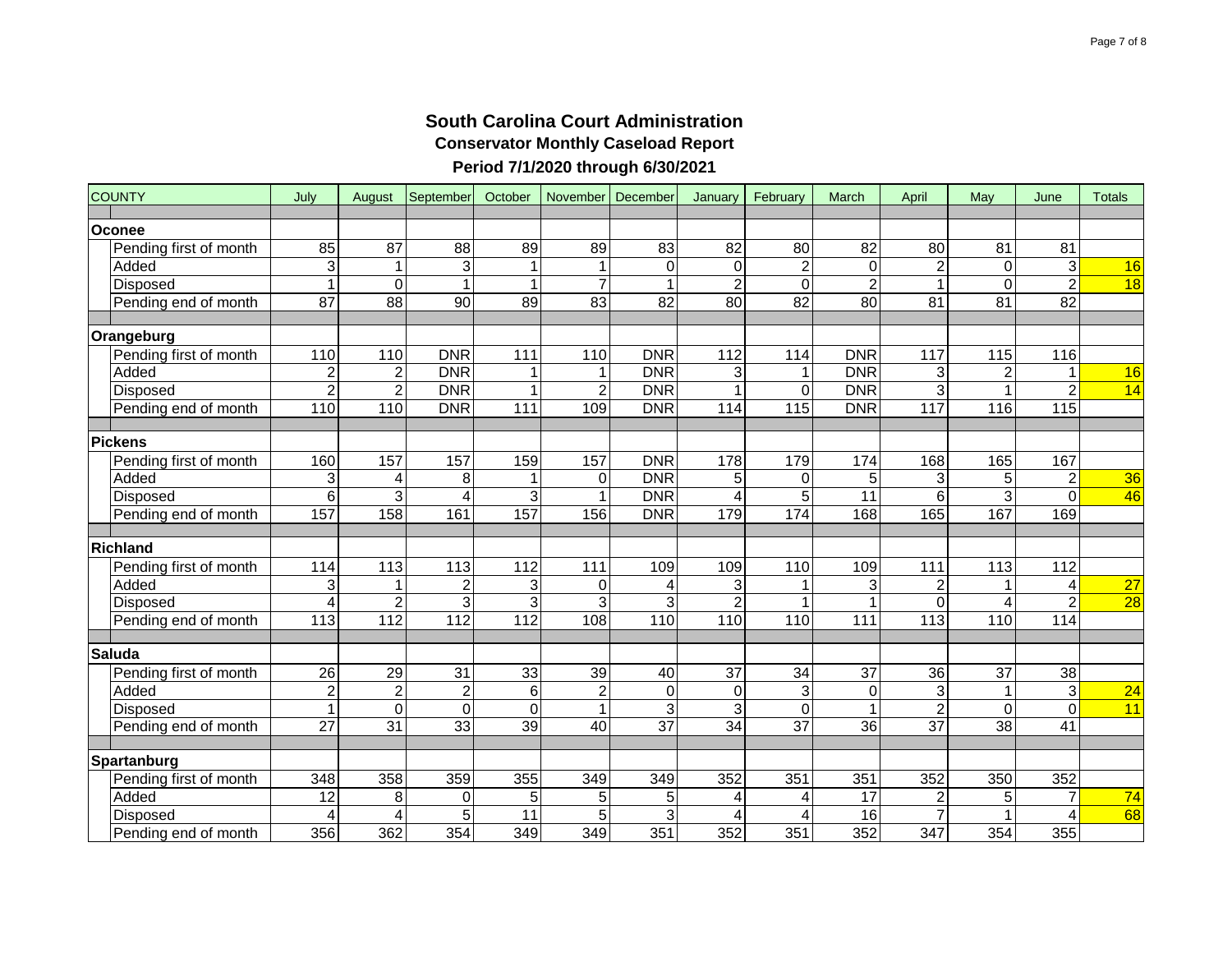# South Carolina Court Administration

## Conservator Monthly Caseload Report

### Period 7/1/2020 through 6/30/2021

| COUNTY | July | August | September | October | November | December | January | February | March | April | May | June | Totals |
|---|---|---|---|---|---|---|---|---|---|---|---|---|---|
| **Oconee** | | | | | | | | | | | | | |
| Pending first of month | 85 | 87 | 88 | 89 | 89 | 83 | 82 | 80 | 82 | 80 | 81 | 81 | |
| Added | 3 | 1 | 3 | 1 | 1 | 0 | 0 | 2 | 0 | 2 | 0 | 3 | 16 |
| Disposed | 1 | 0 | 1 | 1 | 7 | 1 | 2 | 0 | 2 | 1 | 0 | 2 | 18 |
| Pending end of month | 87 | 88 | 90 | 89 | 83 | 82 | 80 | 82 | 80 | 81 | 81 | 82 | |
| **Orangeburg** | | | | | | | | | | | | | |
| Pending first of month | 110 | 110 | DNR | 111 | 110 | DNR | 112 | 114 | DNR | 117 | 115 | 116 | |
| Added | 2 | 2 | DNR | 1 | 1 | DNR | 3 | 1 | DNR | 3 | 2 | 1 | 16 |
| Disposed | 2 | 2 | DNR | 1 | 2 | DNR | 1 | 0 | DNR | 3 | 1 | 2 | 14 |
| Pending end of month | 110 | 110 | DNR | 111 | 109 | DNR | 114 | 115 | DNR | 117 | 116 | 115 | |
| **Pickens** | | | | | | | | | | | | | |
| Pending first of month | 160 | 157 | 157 | 159 | 157 | DNR | 178 | 179 | 174 | 168 | 165 | 167 | |
| Added | 3 | 4 | 8 | 1 | 0 | DNR | 5 | 0 | 5 | 3 | 5 | 2 | 36 |
| Disposed | 6 | 3 | 4 | 3 | 1 | DNR | 4 | 5 | 11 | 6 | 3 | 0 | 46 |
| Pending end of month | 157 | 158 | 161 | 157 | 156 | DNR | 179 | 174 | 168 | 165 | 167 | 169 | |
| **Richland** | | | | | | | | | | | | | |
| Pending first of month | 114 | 113 | 113 | 112 | 111 | 109 | 109 | 110 | 109 | 111 | 113 | 112 | |
| Added | 3 | 1 | 2 | 3 | 0 | 4 | 3 | 1 | 3 | 2 | 1 | 4 | 27 |
| Disposed | 4 | 2 | 3 | 3 | 3 | 3 | 2 | 1 | 1 | 0 | 4 | 2 | 28 |
| Pending end of month | 113 | 112 | 112 | 112 | 108 | 110 | 110 | 110 | 111 | 113 | 110 | 114 | |
| **Saluda** | | | | | | | | | | | | | |
| Pending first of month | 26 | 29 | 31 | 33 | 39 | 40 | 37 | 34 | 37 | 36 | 37 | 38 | |
| Added | 2 | 2 | 2 | 6 | 2 | 0 | 0 | 3 | 0 | 3 | 1 | 3 | 24 |
| Disposed | 1 | 0 | 0 | 0 | 1 | 3 | 3 | 0 | 1 | 2 | 0 | 0 | 11 |
| Pending end of month | 27 | 31 | 33 | 39 | 40 | 37 | 34 | 37 | 36 | 37 | 38 | 41 | |
| **Spartanburg** | | | | | | | | | | | | | |
| Pending first of month | 348 | 358 | 359 | 355 | 349 | 349 | 352 | 351 | 351 | 352 | 350 | 352 | |
| Added | 12 | 8 | 0 | 5 | 5 | 5 | 4 | 4 | 17 | 2 | 5 | 7 | 74 |
| Disposed | 4 | 4 | 5 | 11 | 5 | 3 | 4 | 4 | 16 | 7 | 1 | 4 | 68 |
| Pending end of month | 356 | 362 | 354 | 349 | 349 | 351 | 352 | 351 | 352 | 347 | 354 | 355 | |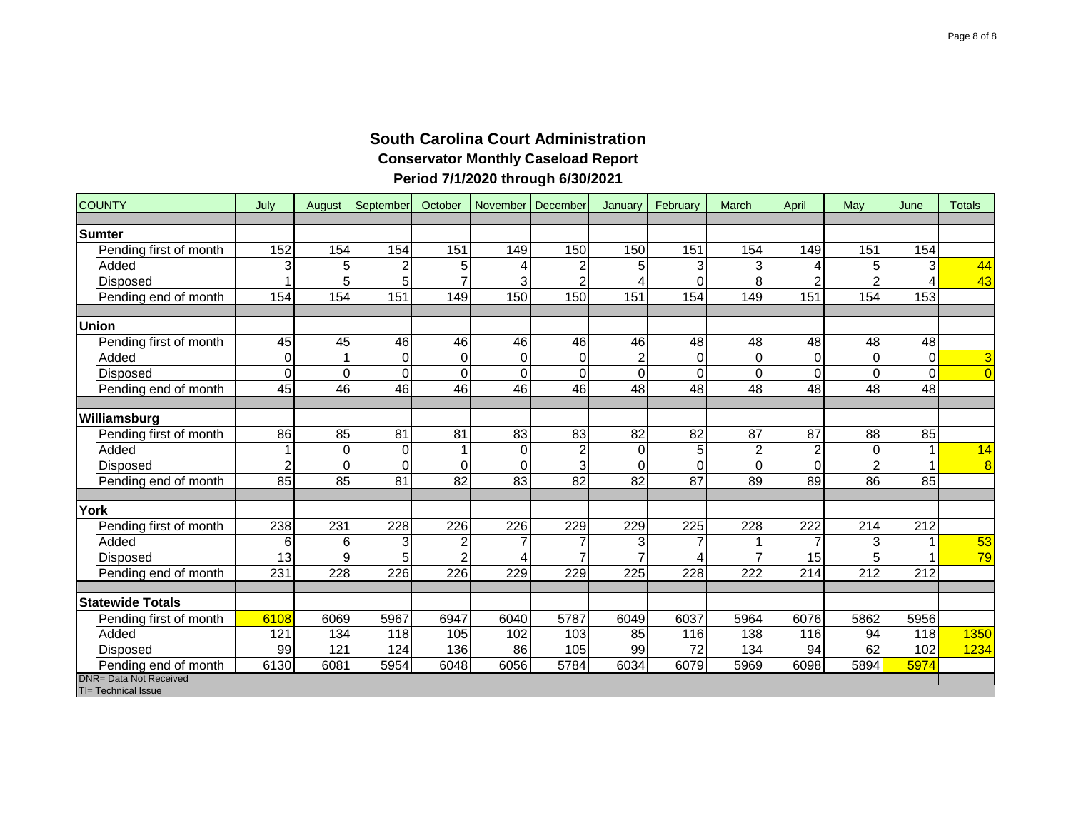# South Carolina Court Administration

## Conservator Monthly Caseload Report

### Period 7/1/2020 through 6/30/2021

| COUNTY | July | August | September | October | November | December | January | February | March | April | May | June | Totals |
|---|---|---|---|---|---|---|---|---|---|---|---|---|---|
| **Sumter** | | | | | | | | | | | | | |
| Pending first of month | 152 | 154 | 154 | 151 | 149 | 150 | 150 | 151 | 154 | 149 | 151 | 154 | |
| Added | 3 | 5 | 2 | 5 | 4 | 2 | 5 | 3 | 3 | 4 | 5 | 3 | 44 |
| Disposed | 1 | 5 | 5 | 7 | 3 | 2 | 4 | 0 | 8 | 2 | 2 | 4 | 43 |
| Pending end of month | 154 | 154 | 151 | 149 | 150 | 150 | 151 | 154 | 149 | 151 | 154 | 153 | |
| **Union** | | | | | | | | | | | | | |
| Pending first of month | 45 | 45 | 46 | 46 | 46 | 46 | 46 | 48 | 48 | 48 | 48 | 48 | |
| Added | 0 | 1 | 0 | 0 | 0 | 0 | 2 | 0 | 0 | 0 | 0 | 0 | 3 |
| Disposed | 0 | 0 | 0 | 0 | 0 | 0 | 0 | 0 | 0 | 0 | 0 | 0 | 0 |
| Pending end of month | 45 | 46 | 46 | 46 | 46 | 46 | 48 | 48 | 48 | 48 | 48 | 48 | |
| **Williamsburg** | | | | | | | | | | | | | |
| Pending first of month | 86 | 85 | 81 | 81 | 83 | 83 | 82 | 82 | 87 | 87 | 88 | 85 | |
| Added | 1 | 0 | 0 | 1 | 0 | 2 | 0 | 5 | 2 | 2 | 0 | 1 | 14 |
| Disposed | 2 | 0 | 0 | 0 | 0 | 3 | 0 | 0 | 0 | 0 | 2 | 1 | 8 |
| Pending end of month | 85 | 85 | 81 | 82 | 83 | 82 | 82 | 87 | 89 | 89 | 86 | 85 | |
| **York** | | | | | | | | | | | | | |
| Pending first of month | 238 | 231 | 228 | 226 | 226 | 229 | 229 | 225 | 228 | 222 | 214 | 212 | |
| Added | 6 | 6 | 3 | 2 | 7 | 7 | 3 | 7 | 1 | 7 | 3 | 1 | 53 |
| Disposed | 13 | 9 | 5 | 2 | 4 | 7 | 7 | 4 | 7 | 15 | 5 | 1 | 79 |
| Pending end of month | 231 | 228 | 226 | 226 | 229 | 229 | 225 | 228 | 222 | 214 | 212 | 212 | |
| **Statewide Totals** | | | | | | | | | | | | | |
| Pending first of month | 6108 | 6069 | 5967 | 6947 | 6040 | 5787 | 6049 | 6037 | 5964 | 6076 | 5862 | 5956 | |
| Added | 121 | 134 | 118 | 105 | 102 | 103 | 85 | 116 | 138 | 116 | 94 | 118 | 1350 |
| Disposed | 99 | 121 | 124 | 136 | 86 | 105 | 99 | 72 | 134 | 94 | 62 | 102 | 1234 |
| Pending end of month | 6130 | 6081 | 5954 | 6048 | 6056 | 5784 | 6034 | 6079 | 5969 | 6098 | 5894 | 5974 | |

DNR= Data Not Received
TI= Technical Issue